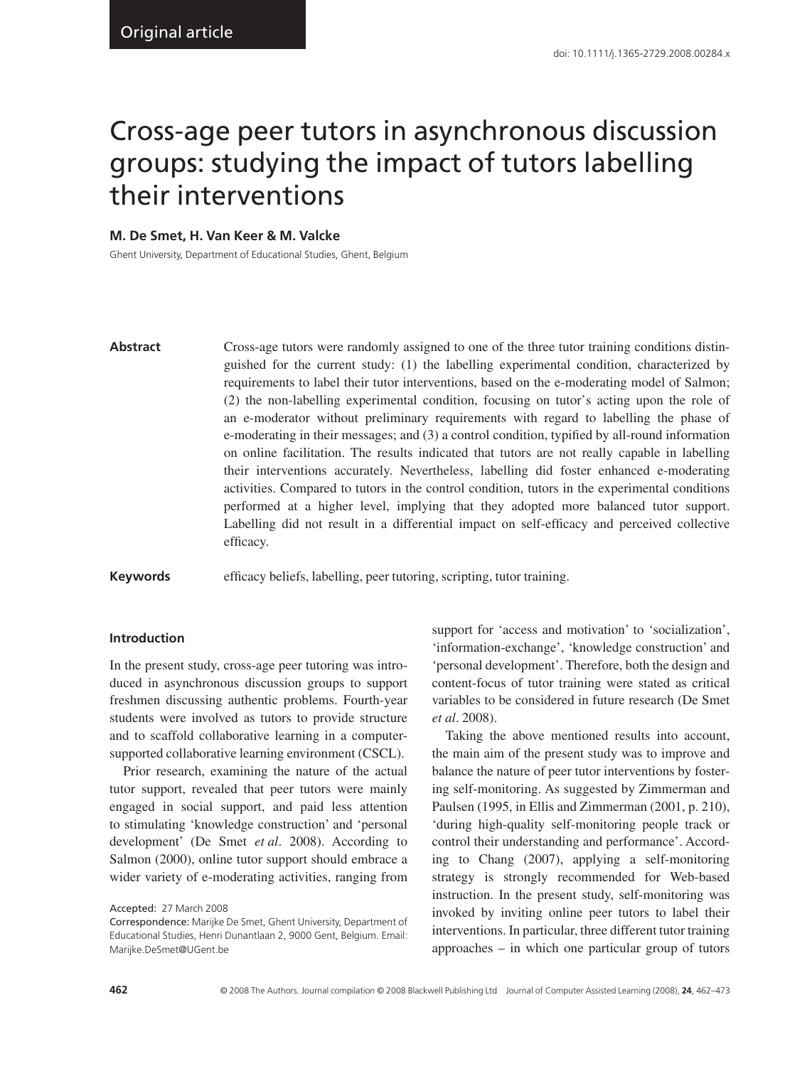Original article

doi: 10.1111/j.1365-2729.2008.00284.x

# Cross-age peer tutors in asynchronous discussion groups: studying the impact of tutors labelling their interventions

**M. De Smet, H. Van Keer & M. Valcke**

Ghent University, Department of Educational Studies, Ghent, Belgium

**Abstract**

Cross-age tutors were randomly assigned to one of the three tutor training conditions distinguished for the current study: (1) the labelling experimental condition, characterized by requirements to label their tutor interventions, based on the e-moderating model of Salmon; (2) the non-labelling experimental condition, focusing on tutor's acting upon the role of an e-moderator without preliminary requirements with regard to labelling the phase of e-moderating in their messages; and (3) a control condition, typified by all-round information on online facilitation. The results indicated that tutors are not really capable in labelling their interventions accurately. Nevertheless, labelling did foster enhanced e-moderating activities. Compared to tutors in the control condition, tutors in the experimental conditions performed at a higher level, implying that they adopted more balanced tutor support. Labelling did not result in a differential impact on self-efficacy and perceived collective efficacy.

**Keywords** efficacy beliefs, labelling, peer tutoring, scripting, tutor training.

## Introduction

In the present study, cross-age peer tutoring was introduced in asynchronous discussion groups to support freshmen discussing authentic problems. Fourth-year students were involved as tutors to provide structure and to scaffold collaborative learning in a computer-supported collaborative learning environment (CSCL).

Prior research, examining the nature of the actual tutor support, revealed that peer tutors were mainly engaged in social support, and paid less attention to stimulating 'knowledge construction' and 'personal development' (De Smet *et al*. 2008). According to Salmon (2000), online tutor support should embrace a wider variety of e-moderating activities, ranging from support for 'access and motivation' to 'socialization', 'information-exchange', 'knowledge construction' and 'personal development'. Therefore, both the design and content-focus of tutor training were stated as critical variables to be considered in future research (De Smet *et al*. 2008).

Taking the above mentioned results into account, the main aim of the present study was to improve and balance the nature of peer tutor interventions by fostering self-monitoring. As suggested by Zimmerman and Paulsen (1995, in Ellis and Zimmerman (2001, p. 210), 'during high-quality self-monitoring people track or control their understanding and performance'. According to Chang (2007), applying a self-monitoring strategy is strongly recommended for Web-based instruction. In the present study, self-monitoring was invoked by inviting online peer tutors to label their interventions. In particular, three different tutor training approaches – in which one particular group of tutors

Accepted: 27 March 2008

Correspondence: Marijke De Smet, Ghent University, Department of Educational Studies, Henri Dunantlaan 2, 9000 Gent, Belgium. Email: Marijke.DeSmet@UGent.be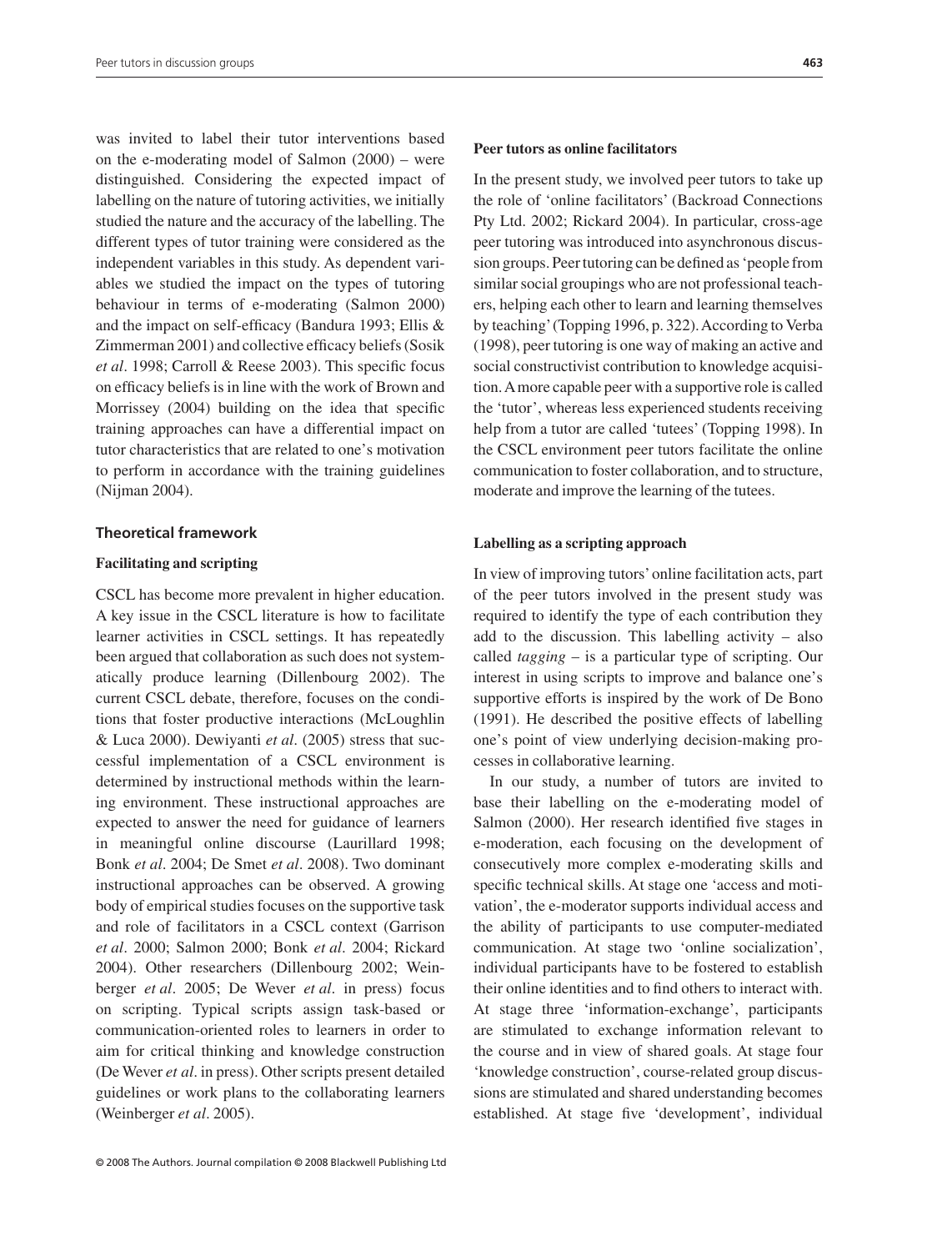was invited to label their tutor interventions based on the e-moderating model of Salmon (2000) – were distinguished. Considering the expected impact of labelling on the nature of tutoring activities, we initially studied the nature and the accuracy of the labelling. The different types of tutor training were considered as the independent variables in this study. As dependent variables we studied the impact on the types of tutoring behaviour in terms of e-moderating (Salmon 2000) and the impact on self-efficacy (Bandura 1993; Ellis & Zimmerman 2001) and collective efficacy beliefs (Sosik *et al*. 1998; Carroll & Reese 2003). This specific focus on efficacy beliefs is in line with the work of Brown and Morrissey (2004) building on the idea that specific training approaches can have a differential impact on tutor characteristics that are related to one's motivation to perform in accordance with the training guidelines (Nijman 2004).

## Theoretical framework

### Facilitating and scripting

CSCL has become more prevalent in higher education. A key issue in the CSCL literature is how to facilitate learner activities in CSCL settings. It has repeatedly been argued that collaboration as such does not systematically produce learning (Dillenbourg 2002). The current CSCL debate, therefore, focuses on the conditions that foster productive interactions (McLoughlin & Luca 2000). Dewiyanti *et al*. (2005) stress that successful implementation of a CSCL environment is determined by instructional methods within the learning environment. These instructional approaches are expected to answer the need for guidance of learners in meaningful online discourse (Laurillard 1998; Bonk *et al*. 2004; De Smet *et al*. 2008). Two dominant instructional approaches can be observed. A growing body of empirical studies focuses on the supportive task and role of facilitators in a CSCL context (Garrison *et al*. 2000; Salmon 2000; Bonk *et al*. 2004; Rickard 2004). Other researchers (Dillenbourg 2002; Weinberger *et al*. 2005; De Wever *et al*. in press) focus on scripting. Typical scripts assign task-based or communication-oriented roles to learners in order to aim for critical thinking and knowledge construction (De Wever *et al*. in press). Other scripts present detailed guidelines or work plans to the collaborating learners (Weinberger *et al*. 2005).

### Peer tutors as online facilitators

In the present study, we involved peer tutors to take up the role of 'online facilitators' (Backroad Connections Pty Ltd. 2002; Rickard 2004). In particular, cross-age peer tutoring was introduced into asynchronous discussion groups. Peer tutoring can be defined as 'people from similar social groupings who are not professional teachers, helping each other to learn and learning themselves by teaching' (Topping 1996, p. 322). According to Verba (1998), peer tutoring is one way of making an active and social constructivist contribution to knowledge acquisition. A more capable peer with a supportive role is called the 'tutor', whereas less experienced students receiving help from a tutor are called 'tutees' (Topping 1998). In the CSCL environment peer tutors facilitate the online communication to foster collaboration, and to structure, moderate and improve the learning of the tutees.

### Labelling as a scripting approach

In view of improving tutors' online facilitation acts, part of the peer tutors involved in the present study was required to identify the type of each contribution they add to the discussion. This labelling activity – also called *tagging* – is a particular type of scripting. Our interest in using scripts to improve and balance one's supportive efforts is inspired by the work of De Bono (1991). He described the positive effects of labelling one's point of view underlying decision-making processes in collaborative learning.

In our study, a number of tutors are invited to base their labelling on the e-moderating model of Salmon (2000). Her research identified five stages in e-moderation, each focusing on the development of consecutively more complex e-moderating skills and specific technical skills. At stage one 'access and motivation', the e-moderator supports individual access and the ability of participants to use computer-mediated communication. At stage two 'online socialization', individual participants have to be fostered to establish their online identities and to find others to interact with. At stage three 'information-exchange', participants are stimulated to exchange information relevant to the course and in view of shared goals. At stage four 'knowledge construction', course-related group discussions are stimulated and shared understanding becomes established. At stage five 'development', individual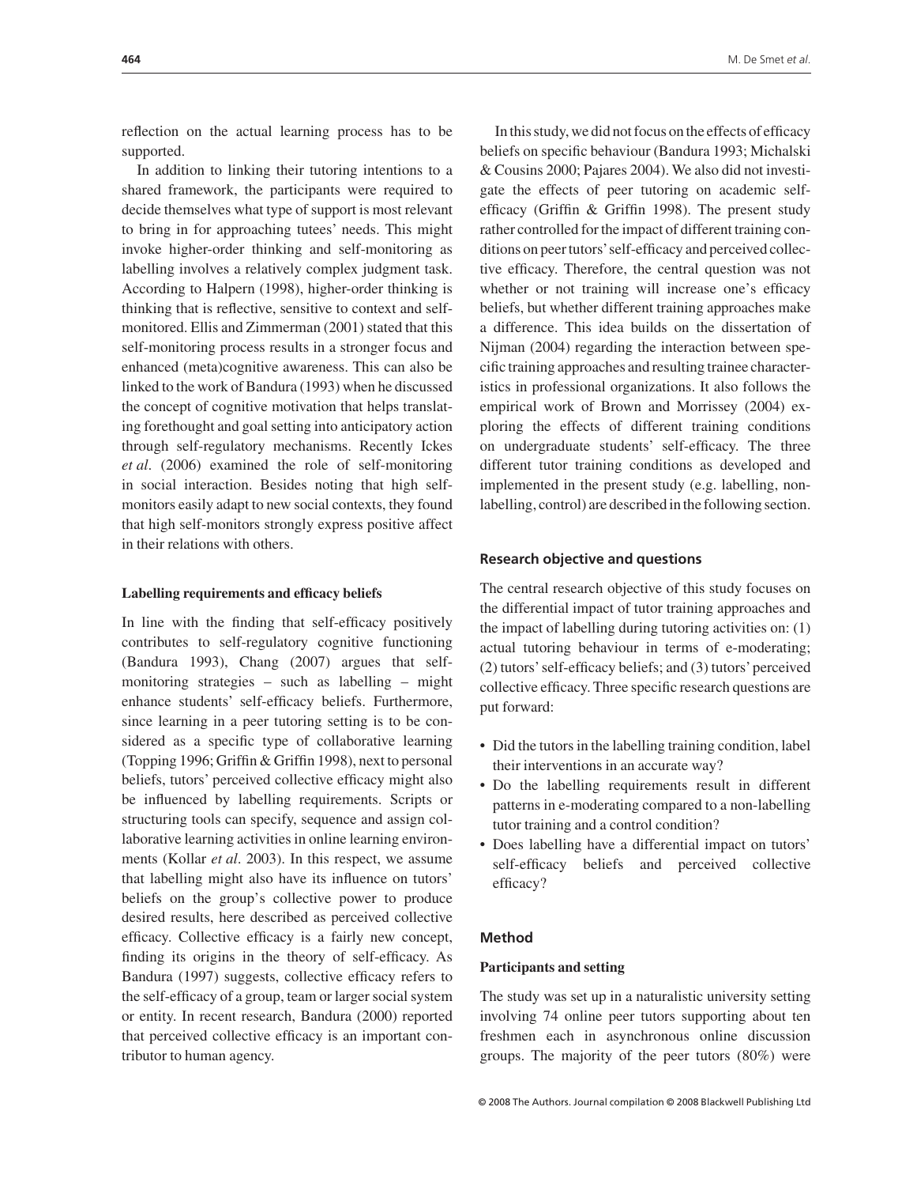reflection on the actual learning process has to be supported.

In addition to linking their tutoring intentions to a shared framework, the participants were required to decide themselves what type of support is most relevant to bring in for approaching tutees' needs. This might invoke higher-order thinking and self-monitoring as labelling involves a relatively complex judgment task. According to Halpern (1998), higher-order thinking is thinking that is reflective, sensitive to context and self-monitored. Ellis and Zimmerman (2001) stated that this self-monitoring process results in a stronger focus and enhanced (meta)cognitive awareness. This can also be linked to the work of Bandura (1993) when he discussed the concept of cognitive motivation that helps translating forethought and goal setting into anticipatory action through self-regulatory mechanisms. Recently Ickes *et al*. (2006) examined the role of self-monitoring in social interaction. Besides noting that high self-monitors easily adapt to new social contexts, they found that high self-monitors strongly express positive affect in their relations with others.

### Labelling requirements and efficacy beliefs

In line with the finding that self-efficacy positively contributes to self-regulatory cognitive functioning (Bandura 1993), Chang (2007) argues that self-monitoring strategies – such as labelling – might enhance students' self-efficacy beliefs. Furthermore, since learning in a peer tutoring setting is to be considered as a specific type of collaborative learning (Topping 1996; Griffin & Griffin 1998), next to personal beliefs, tutors' perceived collective efficacy might also be influenced by labelling requirements. Scripts or structuring tools can specify, sequence and assign collaborative learning activities in online learning environments (Kollar *et al*. 2003). In this respect, we assume that labelling might also have its influence on tutors' beliefs on the group's collective power to produce desired results, here described as perceived collective efficacy. Collective efficacy is a fairly new concept, finding its origins in the theory of self-efficacy. As Bandura (1997) suggests, collective efficacy refers to the self-efficacy of a group, team or larger social system or entity. In recent research, Bandura (2000) reported that perceived collective efficacy is an important contributor to human agency.

In this study, we did not focus on the effects of efficacy beliefs on specific behaviour (Bandura 1993; Michalski & Cousins 2000; Pajares 2004). We also did not investigate the effects of peer tutoring on academic self-efficacy (Griffin & Griffin 1998). The present study rather controlled for the impact of different training conditions on peer tutors' self-efficacy and perceived collective efficacy. Therefore, the central question was not whether or not training will increase one's efficacy beliefs, but whether different training approaches make a difference. This idea builds on the dissertation of Nijman (2004) regarding the interaction between specific training approaches and resulting trainee characteristics in professional organizations. It also follows the empirical work of Brown and Morrissey (2004) exploring the effects of different training conditions on undergraduate students' self-efficacy. The three different tutor training conditions as developed and implemented in the present study (e.g. labelling, non-labelling, control) are described in the following section.

## Research objective and questions

The central research objective of this study focuses on the differential impact of tutor training approaches and the impact of labelling during tutoring activities on: (1) actual tutoring behaviour in terms of e-moderating; (2) tutors' self-efficacy beliefs; and (3) tutors' perceived collective efficacy. Three specific research questions are put forward:

- Did the tutors in the labelling training condition, label their interventions in an accurate way?
- Do the labelling requirements result in different patterns in e-moderating compared to a non-labelling tutor training and a control condition?
- Does labelling have a differential impact on tutors' self-efficacy beliefs and perceived collective efficacy?

## Method

### Participants and setting

The study was set up in a naturalistic university setting involving 74 online peer tutors supporting about ten freshmen each in asynchronous online discussion groups. The majority of the peer tutors (80%) were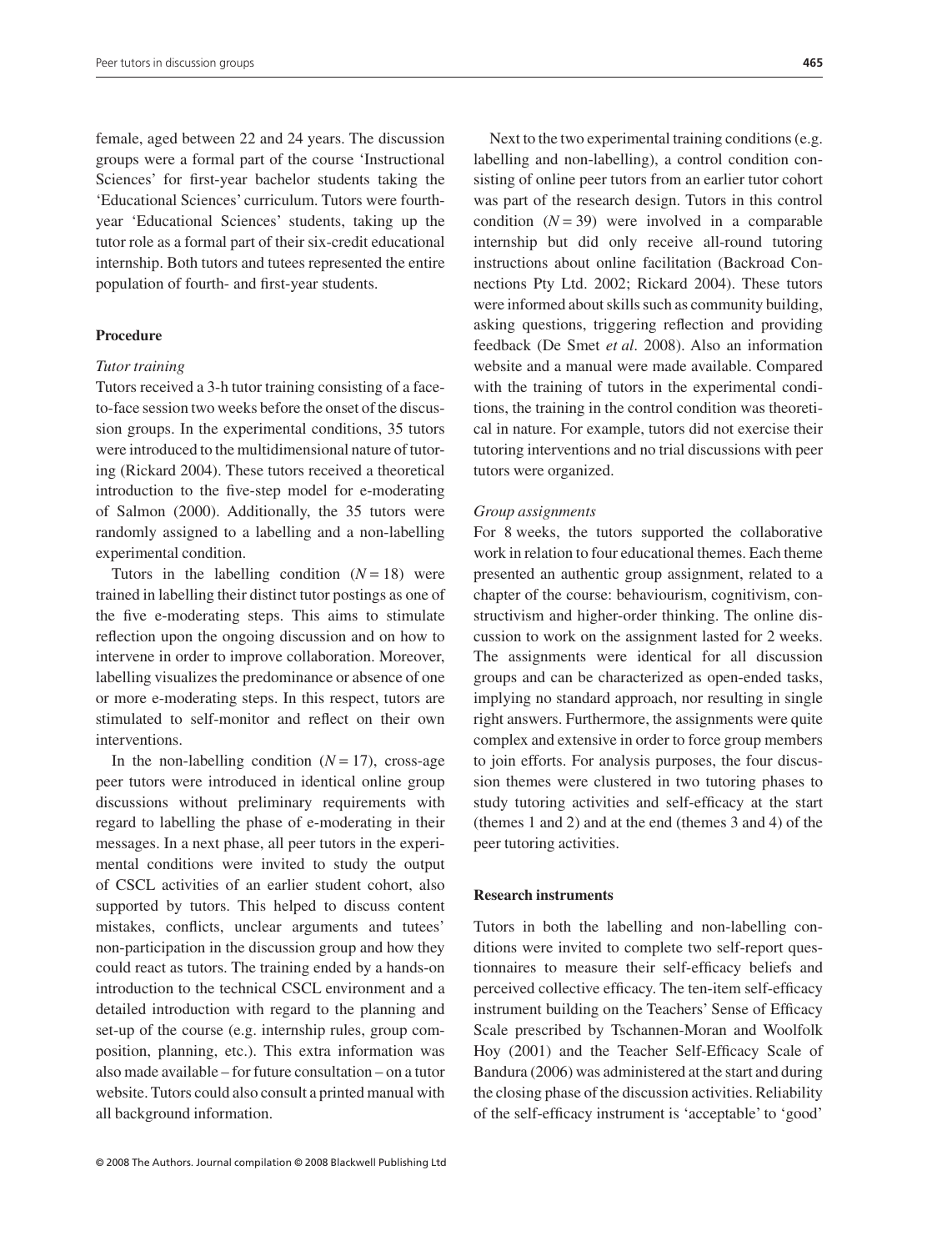female, aged between 22 and 24 years. The discussion groups were a formal part of the course 'Instructional Sciences' for first-year bachelor students taking the 'Educational Sciences' curriculum. Tutors were fourth-year 'Educational Sciences' students, taking up the tutor role as a formal part of their six-credit educational internship. Both tutors and tutees represented the entire population of fourth- and first-year students.

### Procedure

*Tutor training*

Tutors received a 3-h tutor training consisting of a face-to-face session two weeks before the onset of the discussion groups. In the experimental conditions, 35 tutors were introduced to the multidimensional nature of tutoring (Rickard 2004). These tutors received a theoretical introduction to the five-step model for e-moderating of Salmon (2000). Additionally, the 35 tutors were randomly assigned to a labelling and a non-labelling experimental condition.

Tutors in the labelling condition ($N = 18$) were trained in labelling their distinct tutor postings as one of the five e-moderating steps. This aims to stimulate reflection upon the ongoing discussion and on how to intervene in order to improve collaboration. Moreover, labelling visualizes the predominance or absence of one or more e-moderating steps. In this respect, tutors are stimulated to self-monitor and reflect on their own interventions.

In the non-labelling condition ($N = 17$), cross-age peer tutors were introduced in identical online group discussions without preliminary requirements with regard to labelling the phase of e-moderating in their messages. In a next phase, all peer tutors in the experimental conditions were invited to study the output of CSCL activities of an earlier student cohort, also supported by tutors. This helped to discuss content mistakes, conflicts, unclear arguments and tutees' non-participation in the discussion group and how they could react as tutors. The training ended by a hands-on introduction to the technical CSCL environment and a detailed introduction with regard to the planning and set-up of the course (e.g. internship rules, group composition, planning, etc.). This extra information was also made available – for future consultation – on a tutor website. Tutors could also consult a printed manual with all background information.

Next to the two experimental training conditions (e.g. labelling and non-labelling), a control condition consisting of online peer tutors from an earlier tutor cohort was part of the research design. Tutors in this control condition ($N = 39$) were involved in a comparable internship but did only receive all-round tutoring instructions about online facilitation (Backroad Connections Pty Ltd. 2002; Rickard 2004). These tutors were informed about skills such as community building, asking questions, triggering reflection and providing feedback (De Smet *et al*. 2008). Also an information website and a manual were made available. Compared with the training of tutors in the experimental conditions, the training in the control condition was theoretical in nature. For example, tutors did not exercise their tutoring interventions and no trial discussions with peer tutors were organized.

*Group assignments*

For 8 weeks, the tutors supported the collaborative work in relation to four educational themes. Each theme presented an authentic group assignment, related to a chapter of the course: behaviourism, cognitivism, constructivism and higher-order thinking. The online discussion to work on the assignment lasted for 2 weeks. The assignments were identical for all discussion groups and can be characterized as open-ended tasks, implying no standard approach, nor resulting in single right answers. Furthermore, the assignments were quite complex and extensive in order to force group members to join efforts. For analysis purposes, the four discussion themes were clustered in two tutoring phases to study tutoring activities and self-efficacy at the start (themes 1 and 2) and at the end (themes 3 and 4) of the peer tutoring activities.

### Research instruments

Tutors in both the labelling and non-labelling conditions were invited to complete two self-report questionnaires to measure their self-efficacy beliefs and perceived collective efficacy. The ten-item self-efficacy instrument building on the Teachers' Sense of Efficacy Scale prescribed by Tschannen-Moran and Woolfolk Hoy (2001) and the Teacher Self-Efficacy Scale of Bandura (2006) was administered at the start and during the closing phase of the discussion activities. Reliability of the self-efficacy instrument is 'acceptable' to 'good'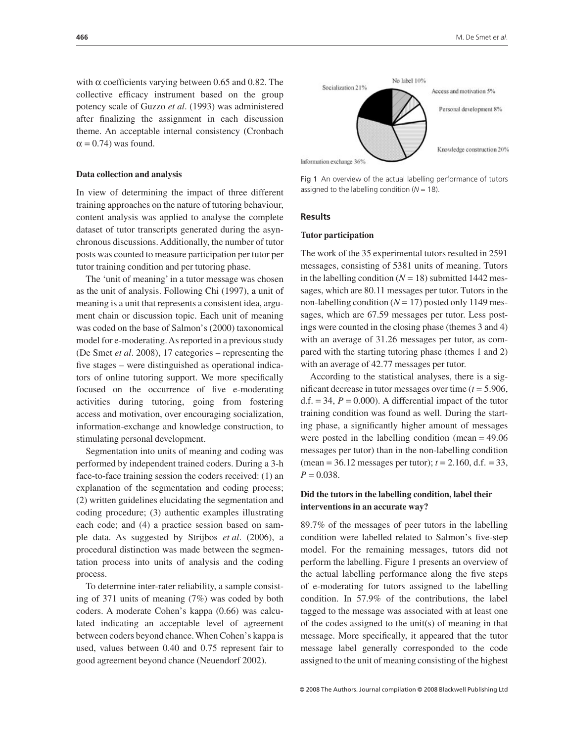with α coefficients varying between 0.65 and 0.82. The collective efficacy instrument based on the group potency scale of Guzzo *et al*. (1993) was administered after finalizing the assignment in each discussion theme. An acceptable internal consistency (Cronbach $\alpha = 0.74$) was found.

### Data collection and analysis

In view of determining the impact of three different training approaches on the nature of tutoring behaviour, content analysis was applied to analyse the complete dataset of tutor transcripts generated during the asynchronous discussions. Additionally, the number of tutor posts was counted to measure participation per tutor per tutor training condition and per tutoring phase.

The 'unit of meaning' in a tutor message was chosen as the unit of analysis. Following Chi (1997), a unit of meaning is a unit that represents a consistent idea, argument chain or discussion topic. Each unit of meaning was coded on the base of Salmon's (2000) taxonomical model for e-moderating. As reported in a previous study (De Smet *et al*. 2008), 17 categories – representing the five stages – were distinguished as operational indicators of online tutoring support. We more specifically focused on the occurrence of five e-moderating activities during tutoring, going from fostering access and motivation, over encouraging socialization, information-exchange and knowledge construction, to stimulating personal development.

Segmentation into units of meaning and coding was performed by independent trained coders. During a 3-h face-to-face training session the coders received: (1) an explanation of the segmentation and coding process; (2) written guidelines elucidating the segmentation and coding procedure; (3) authentic examples illustrating each code; and (4) a practice session based on sample data. As suggested by Strijbos *et al*. (2006), a procedural distinction was made between the segmentation process into units of analysis and the coding process.

To determine inter-rater reliability, a sample consisting of 371 units of meaning (7%) was coded by both coders. A moderate Cohen's kappa (0.66) was calculated indicating an acceptable level of agreement between coders beyond chance. When Cohen's kappa is used, values between 0.40 and 0.75 represent fair to good agreement beyond chance (Neuendorf 2002).

No label 10%; Access and motivation 5%; Personal development 8%; Knowledge construction 20%; Information exchange 36%; Socialization 21%

Fig 1 An overview of the actual labelling performance of tutors assigned to the labelling condition ($N = 18$).

## Results

### Tutor participation

The work of the 35 experimental tutors resulted in 2591 messages, consisting of 5381 units of meaning. Tutors in the labelling condition ($N = 18$) submitted 1442 messages, which are 80.11 messages per tutor. Tutors in the non-labelling condition ($N = 17$) posted only 1149 messages, which are 67.59 messages per tutor. Less postings were counted in the closing phase (themes 3 and 4) with an average of 31.26 messages per tutor, as compared with the starting tutoring phase (themes 1 and 2) with an average of 42.77 messages per tutor.

According to the statistical analyses, there is a significant decrease in tutor messages over time ($t = 5.906$, d.f. = 34, $P = 0.000$). A differential impact of the tutor training condition was found as well. During the starting phase, a significantly higher amount of messages were posted in the labelling condition (mean = 49.06 messages per tutor) than in the non-labelling condition (mean = 36.12 messages per tutor); $t = 2.160$, d.f. = 33, $P = 0.038$.

### Did the tutors in the labelling condition, label their interventions in an accurate way?

89.7% of the messages of peer tutors in the labelling condition were labelled related to Salmon's five-step model. For the remaining messages, tutors did not perform the labelling. Figure 1 presents an overview of the actual labelling performance along the five steps of e-moderating for tutors assigned to the labelling condition. In 57.9% of the contributions, the label tagged to the message was associated with at least one of the codes assigned to the unit(s) of meaning in that message. More specifically, it appeared that the tutor message label generally corresponded to the code assigned to the unit of meaning consisting of the highest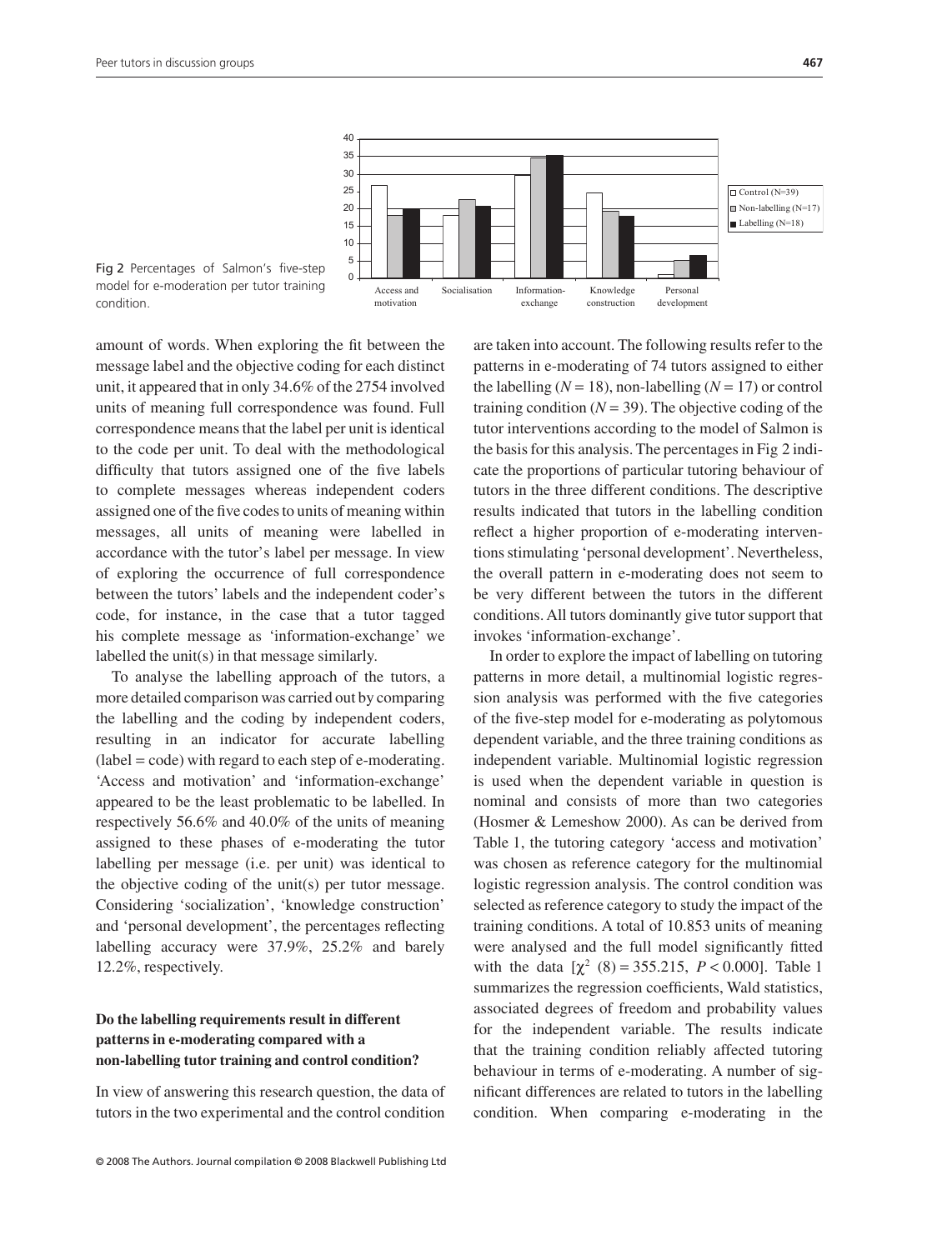Fig 2 Percentages of Salmon's five-step model for e-moderation per tutor training condition.

amount of words. When exploring the fit between the message label and the objective coding for each distinct unit, it appeared that in only 34.6% of the 2754 involved units of meaning full correspondence was found. Full correspondence means that the label per unit is identical to the code per unit. To deal with the methodological difficulty that tutors assigned one of the five labels to complete messages whereas independent coders assigned one of the five codes to units of meaning within messages, all units of meaning were labelled in accordance with the tutor's label per message. In view of exploring the occurrence of full correspondence between the tutors' labels and the independent coder's code, for instance, in the case that a tutor tagged his complete message as 'information-exchange' we labelled the unit(s) in that message similarly.

To analyse the labelling approach of the tutors, a more detailed comparison was carried out by comparing the labelling and the coding by independent coders, resulting in an indicator for accurate labelling (label = code) with regard to each step of e-moderating. 'Access and motivation' and 'information-exchange' appeared to be the least problematic to be labelled. In respectively 56.6% and 40.0% of the units of meaning assigned to these phases of e-moderating the tutor labelling per message (i.e. per unit) was identical to the objective coding of the unit(s) per tutor message. Considering 'socialization', 'knowledge construction' and 'personal development', the percentages reflecting labelling accuracy were 37.9%, 25.2% and barely 12.2%, respectively.

### Do the labelling requirements result in different patterns in e-moderating compared with a non-labelling tutor training and control condition?

In view of answering this research question, the data of tutors in the two experimental and the control condition are taken into account. The following results refer to the patterns in e-moderating of 74 tutors assigned to either the labelling ($N = 18$), non-labelling ($N = 17$) or control training condition ($N = 39$). The objective coding of the tutor interventions according to the model of Salmon is the basis for this analysis. The percentages in Fig 2 indicate the proportions of particular tutoring behaviour of tutors in the three different conditions. The descriptive results indicated that tutors in the labelling condition reflect a higher proportion of e-moderating interventions stimulating 'personal development'. Nevertheless, the overall pattern in e-moderating does not seem to be very different between the tutors in the different conditions. All tutors dominantly give tutor support that invokes 'information-exchange'.

In order to explore the impact of labelling on tutoring patterns in more detail, a multinomial logistic regression analysis was performed with the five categories of the five-step model for e-moderating as polytomous dependent variable, and the three training conditions as independent variable. Multinomial logistic regression is used when the dependent variable in question is nominal and consists of more than two categories (Hosmer & Lemeshow 2000). As can be derived from Table 1, the tutoring category 'access and motivation' was chosen as reference category for the multinomial logistic regression analysis. The control condition was selected as reference category to study the impact of the training conditions. A total of 10.853 units of meaning were analysed and the full model significantly fitted with the data [$\chi^2$ (8) = 355.215, $P < 0.000$]. Table 1 summarizes the regression coefficients, Wald statistics, associated degrees of freedom and probability values for the independent variable. The results indicate that the training condition reliably affected tutoring behaviour in terms of e-moderating. A number of significant differences are related to tutors in the labelling condition. When comparing e-moderating in the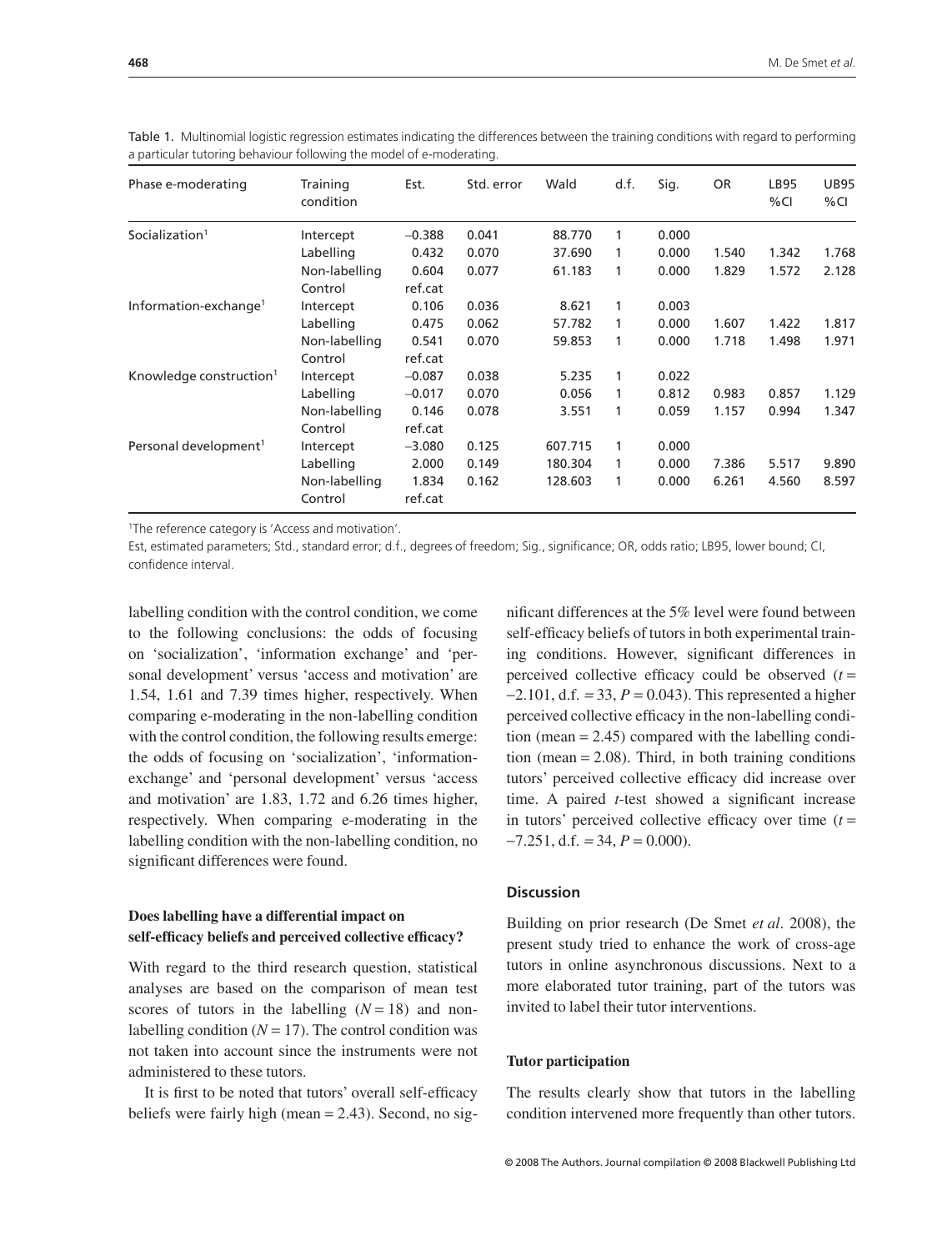Table 1. Multinomial logistic regression estimates indicating the differences between the training conditions with regard to performing a particular tutoring behaviour following the model of e-moderating.

| Phase e-moderating | Training condition | Est. | Std. error | Wald | d.f. | Sig. | OR | LB95 %CI | UB95 %CI |
|---|---|---|---|---|---|---|---|---|---|
| Socialization[1] | Intercept | −0.388 | 0.041 | 88.770 | 1 | 0.000 | | | |
| | Labelling | 0.432 | 0.070 | 37.690 | 1 | 0.000 | 1.540 | 1.342 | 1.768 |
| | Non-labelling | 0.604 | 0.077 | 61.183 | 1 | 0.000 | 1.829 | 1.572 | 2.128 |
| | Control | ref.cat | | | | | | | |
| Information-exchange[1] | Intercept | 0.106 | 0.036 | 8.621 | 1 | 0.003 | | | |
| | Labelling | 0.475 | 0.062 | 57.782 | 1 | 0.000 | 1.607 | 1.422 | 1.817 |
| | Non-labelling | 0.541 | 0.070 | 59.853 | 1 | 0.000 | 1.718 | 1.498 | 1.971 |
| | Control | ref.cat | | | | | | | |
| Knowledge construction[1] | Intercept | −0.087 | 0.038 | 5.235 | 1 | 0.022 | | | |
| | Labelling | −0.017 | 0.070 | 0.056 | 1 | 0.812 | 0.983 | 0.857 | 1.129 |
| | Non-labelling | 0.146 | 0.078 | 3.551 | 1 | 0.059 | 1.157 | 0.994 | 1.347 |
| | Control | ref.cat | | | | | | | |
| Personal development[1] | Intercept | −3.080 | 0.125 | 607.715 | 1 | 0.000 | | | |
| | Labelling | 2.000 | 0.149 | 180.304 | 1 | 0.000 | 7.386 | 5.517 | 9.890 |
| | Non-labelling | 1.834 | 0.162 | 128.603 | 1 | 0.000 | 6.261 | 4.560 | 8.597 |
| | Control | ref.cat | | | | | | | |

[1]The reference category is 'Access and motivation'.

Est, estimated parameters; Std., standard error; d.f., degrees of freedom; Sig., significance; OR, odds ratio; LB95, lower bound; CI, confidence interval.

labelling condition with the control condition, we come to the following conclusions: the odds of focusing on 'socialization', 'information exchange' and 'personal development' versus 'access and motivation' are 1.54, 1.61 and 7.39 times higher, respectively. When comparing e-moderating in the non-labelling condition with the control condition, the following results emerge: the odds of focusing on 'socialization', 'information-exchange' and 'personal development' versus 'access and motivation' are 1.83, 1.72 and 6.26 times higher, respectively. When comparing e-moderating in the labelling condition with the non-labelling condition, no significant differences were found.

### Does labelling have a differential impact on self-efficacy beliefs and perceived collective efficacy?

With regard to the third research question, statistical analyses are based on the comparison of mean test scores of tutors in the labelling ($N = 18$) and non-labelling condition ($N = 17$). The control condition was not taken into account since the instruments were not administered to these tutors.

It is first to be noted that tutors' overall self-efficacy beliefs were fairly high (mean = 2.43). Second, no significant differences at the 5% level were found between self-efficacy beliefs of tutors in both experimental training conditions. However, significant differences in perceived collective efficacy could be observed ($t = -2.101$, d.f. = 33, $P = 0.043$). This represented a higher perceived collective efficacy in the non-labelling condition (mean = 2.45) compared with the labelling condition (mean = 2.08). Third, in both training conditions tutors' perceived collective efficacy did increase over time. A paired $t$-test showed a significant increase in tutors' perceived collective efficacy over time ($t = -7.251$, d.f. = 34, $P = 0.000$).

## Discussion

Building on prior research (De Smet *et al*. 2008), the present study tried to enhance the work of cross-age tutors in online asynchronous discussions. Next to a more elaborated tutor training, part of the tutors was invited to label their tutor interventions.

### Tutor participation

The results clearly show that tutors in the labelling condition intervened more frequently than other tutors.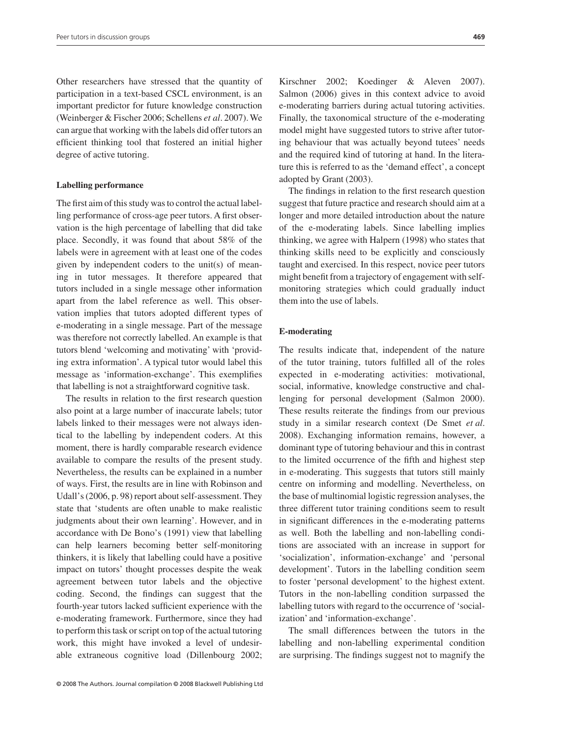Other researchers have stressed that the quantity of participation in a text-based CSCL environment, is an important predictor for future knowledge construction (Weinberger & Fischer 2006; Schellens *et al*. 2007). We can argue that working with the labels did offer tutors an efficient thinking tool that fostered an initial higher degree of active tutoring.

### Labelling performance

The first aim of this study was to control the actual labelling performance of cross-age peer tutors. A first observation is the high percentage of labelling that did take place. Secondly, it was found that about 58% of the labels were in agreement with at least one of the codes given by independent coders to the unit(s) of meaning in tutor messages. It therefore appeared that tutors included in a single message other information apart from the label reference as well. This observation implies that tutors adopted different types of e-moderating in a single message. Part of the message was therefore not correctly labelled. An example is that tutors blend 'welcoming and motivating' with 'providing extra information'. A typical tutor would label this message as 'information-exchange'. This exemplifies that labelling is not a straightforward cognitive task.

The results in relation to the first research question also point at a large number of inaccurate labels; tutor labels linked to their messages were not always identical to the labelling by independent coders. At this moment, there is hardly comparable research evidence available to compare the results of the present study. Nevertheless, the results can be explained in a number of ways. First, the results are in line with Robinson and Udall's (2006, p. 98) report about self-assessment. They state that 'students are often unable to make realistic judgments about their own learning'. However, and in accordance with De Bono's (1991) view that labelling can help learners becoming better self-monitoring thinkers, it is likely that labelling could have a positive impact on tutors' thought processes despite the weak agreement between tutor labels and the objective coding. Second, the findings can suggest that the fourth-year tutors lacked sufficient experience with the e-moderating framework. Furthermore, since they had to perform this task or script on top of the actual tutoring work, this might have invoked a level of undesirable extraneous cognitive load (Dillenbourg 2002; Kirschner 2002; Koedinger & Aleven 2007). Salmon (2006) gives in this context advice to avoid e-moderating barriers during actual tutoring activities. Finally, the taxonomical structure of the e-moderating model might have suggested tutors to strive after tutoring behaviour that was actually beyond tutees' needs and the required kind of tutoring at hand. In the literature this is referred to as the 'demand effect', a concept adopted by Grant (2003).

The findings in relation to the first research question suggest that future practice and research should aim at a longer and more detailed introduction about the nature of the e-moderating labels. Since labelling implies thinking, we agree with Halpern (1998) who states that thinking skills need to be explicitly and consciously taught and exercised. In this respect, novice peer tutors might benefit from a trajectory of engagement with self-monitoring strategies which could gradually induct them into the use of labels.

### E-moderating

The results indicate that, independent of the nature of the tutor training, tutors fulfilled all of the roles expected in e-moderating activities: motivational, social, informative, knowledge constructive and challenging for personal development (Salmon 2000). These results reiterate the findings from our previous study in a similar research context (De Smet *et al*. 2008). Exchanging information remains, however, a dominant type of tutoring behaviour and this in contrast to the limited occurrence of the fifth and highest step in e-moderating. This suggests that tutors still mainly centre on informing and modelling. Nevertheless, on the base of multinomial logistic regression analyses, the three different tutor training conditions seem to result in significant differences in the e-moderating patterns as well. Both the labelling and non-labelling conditions are associated with an increase in support for 'socialization', information-exchange' and 'personal development'. Tutors in the labelling condition seem to foster 'personal development' to the highest extent. Tutors in the non-labelling condition surpassed the labelling tutors with regard to the occurrence of 'socialization' and 'information-exchange'.

The small differences between the tutors in the labelling and non-labelling experimental condition are surprising. The findings suggest not to magnify the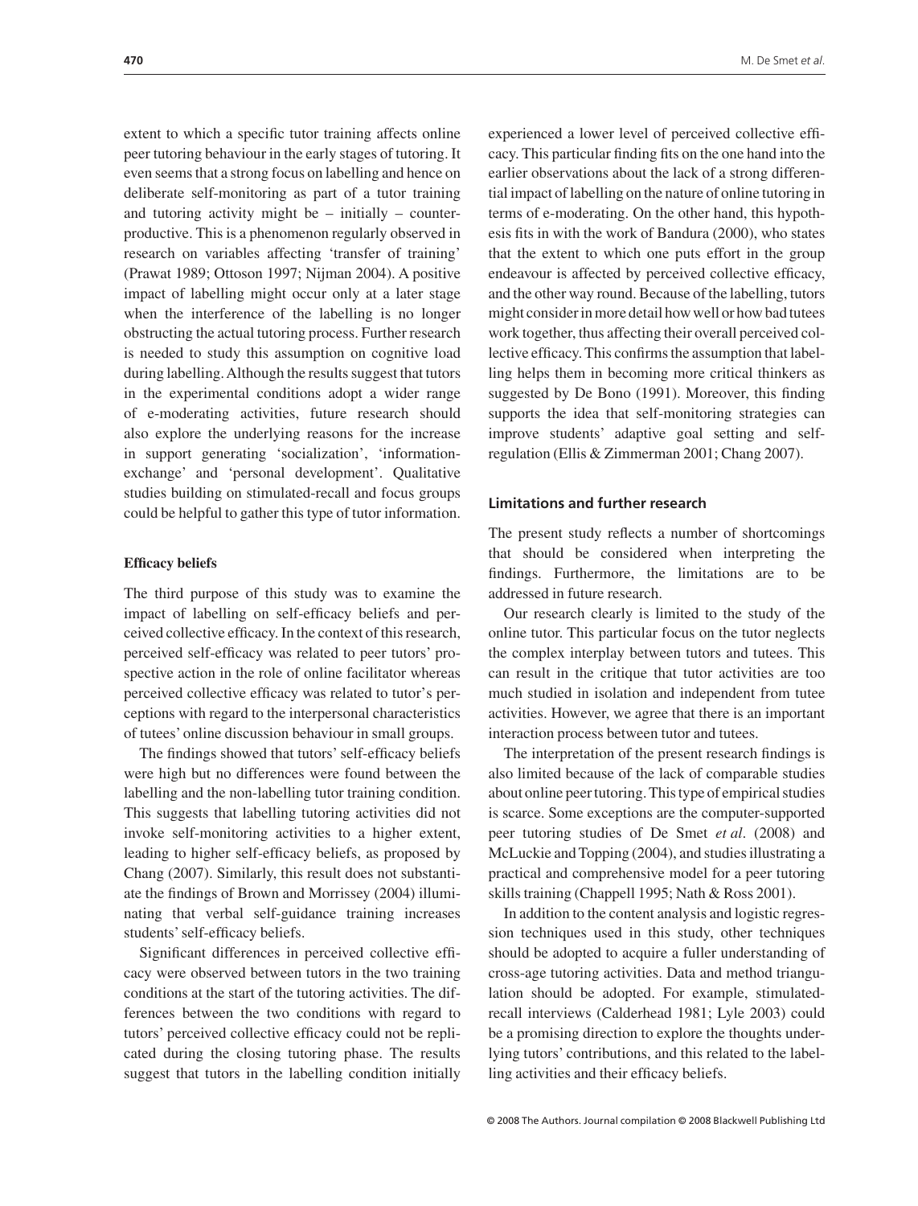extent to which a specific tutor training affects online peer tutoring behaviour in the early stages of tutoring. It even seems that a strong focus on labelling and hence on deliberate self-monitoring as part of a tutor training and tutoring activity might be – initially – counter-productive. This is a phenomenon regularly observed in research on variables affecting 'transfer of training' (Prawat 1989; Ottoson 1997; Nijman 2004). A positive impact of labelling might occur only at a later stage when the interference of the labelling is no longer obstructing the actual tutoring process. Further research is needed to study this assumption on cognitive load during labelling. Although the results suggest that tutors in the experimental conditions adopt a wider range of e-moderating activities, future research should also explore the underlying reasons for the increase in support generating 'socialization', 'information-exchange' and 'personal development'. Qualitative studies building on stimulated-recall and focus groups could be helpful to gather this type of tutor information.

### Efficacy beliefs

The third purpose of this study was to examine the impact of labelling on self-efficacy beliefs and perceived collective efficacy. In the context of this research, perceived self-efficacy was related to peer tutors' prospective action in the role of online facilitator whereas perceived collective efficacy was related to tutor's perceptions with regard to the interpersonal characteristics of tutees' online discussion behaviour in small groups.

The findings showed that tutors' self-efficacy beliefs were high but no differences were found between the labelling and the non-labelling tutor training condition. This suggests that labelling tutoring activities did not invoke self-monitoring activities to a higher extent, leading to higher self-efficacy beliefs, as proposed by Chang (2007). Similarly, this result does not substantiate the findings of Brown and Morrissey (2004) illuminating that verbal self-guidance training increases students' self-efficacy beliefs.

Significant differences in perceived collective efficacy were observed between tutors in the two training conditions at the start of the tutoring activities. The differences between the two conditions with regard to tutors' perceived collective efficacy could not be replicated during the closing tutoring phase. The results suggest that tutors in the labelling condition initially experienced a lower level of perceived collective efficacy. This particular finding fits on the one hand into the earlier observations about the lack of a strong differential impact of labelling on the nature of online tutoring in terms of e-moderating. On the other hand, this hypothesis fits in with the work of Bandura (2000), who states that the extent to which one puts effort in the group endeavour is affected by perceived collective efficacy, and the other way round. Because of the labelling, tutors might consider in more detail how well or how bad tutees work together, thus affecting their overall perceived collective efficacy. This confirms the assumption that labelling helps them in becoming more critical thinkers as suggested by De Bono (1991). Moreover, this finding supports the idea that self-monitoring strategies can improve students' adaptive goal setting and self-regulation (Ellis & Zimmerman 2001; Chang 2007).

## Limitations and further research

The present study reflects a number of shortcomings that should be considered when interpreting the findings. Furthermore, the limitations are to be addressed in future research.

Our research clearly is limited to the study of the online tutor. This particular focus on the tutor neglects the complex interplay between tutors and tutees. This can result in the critique that tutor activities are too much studied in isolation and independent from tutee activities. However, we agree that there is an important interaction process between tutor and tutees.

The interpretation of the present research findings is also limited because of the lack of comparable studies about online peer tutoring. This type of empirical studies is scarce. Some exceptions are the computer-supported peer tutoring studies of De Smet *et al*. (2008) and McLuckie and Topping (2004), and studies illustrating a practical and comprehensive model for a peer tutoring skills training (Chappell 1995; Nath & Ross 2001).

In addition to the content analysis and logistic regression techniques used in this study, other techniques should be adopted to acquire a fuller understanding of cross-age tutoring activities. Data and method triangulation should be adopted. For example, stimulated-recall interviews (Calderhead 1981; Lyle 2003) could be a promising direction to explore the thoughts underlying tutors' contributions, and this related to the labelling activities and their efficacy beliefs.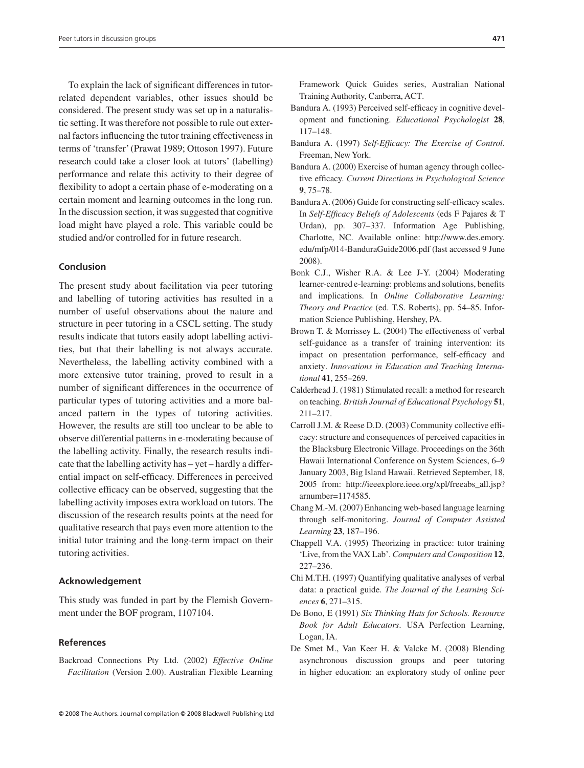To explain the lack of significant differences in tutor-related dependent variables, other issues should be considered. The present study was set up in a naturalistic setting. It was therefore not possible to rule out external factors influencing the tutor training effectiveness in terms of 'transfer' (Prawat 1989; Ottoson 1997). Future research could take a closer look at tutors' (labelling) performance and relate this activity to their degree of flexibility to adopt a certain phase of e-moderating on a certain moment and learning outcomes in the long run. In the discussion section, it was suggested that cognitive load might have played a role. This variable could be studied and/or controlled for in future research.

## Conclusion

The present study about facilitation via peer tutoring and labelling of tutoring activities has resulted in a number of useful observations about the nature and structure in peer tutoring in a CSCL setting. The study results indicate that tutors easily adopt labelling activities, but that their labelling is not always accurate. Nevertheless, the labelling activity combined with a more extensive tutor training, proved to result in a number of significant differences in the occurrence of particular types of tutoring activities and a more balanced pattern in the types of tutoring activities. However, the results are still too unclear to be able to observe differential patterns in e-moderating because of the labelling activity. Finally, the research results indicate that the labelling activity has – yet – hardly a differential impact on self-efficacy. Differences in perceived collective efficacy can be observed, suggesting that the labelling activity imposes extra workload on tutors. The discussion of the research results points at the need for qualitative research that pays even more attention to the initial tutor training and the long-term impact on their tutoring activities.

## Acknowledgement

This study was funded in part by the Flemish Government under the BOF program, 1107104.

## References

Backroad Connections Pty Ltd. (2002) *Effective Online Facilitation* (Version 2.00). Australian Flexible Learning Framework Quick Guides series, Australian National Training Authority, Canberra, ACT.

Bandura A. (1993) Perceived self-efficacy in cognitive development and functioning. *Educational Psychologist* **28**, 117–148.

Bandura A. (1997) *Self-Efficacy: The Exercise of Control*. Freeman, New York.

Bandura A. (2000) Exercise of human agency through collective efficacy. *Current Directions in Psychological Science* **9**, 75–78.

Bandura A. (2006) Guide for constructing self-efficacy scales. In *Self-Efficacy Beliefs of Adolescents* (eds F Pajares & T Urdan), pp. 307–337. Information Age Publishing, Charlotte, NC. Available online: http://www.des.emory.edu/mfp/014-BanduraGuide2006.pdf (last accessed 9 June 2008).

Bonk C.J., Wisher R.A. & Lee J-Y. (2004) Moderating learner-centred e-learning: problems and solutions, benefits and implications. In *Online Collaborative Learning: Theory and Practice* (ed. T.S. Roberts), pp. 54–85. Information Science Publishing, Hershey, PA.

Brown T. & Morrissey L. (2004) The effectiveness of verbal self-guidance as a transfer of training intervention: its impact on presentation performance, self-efficacy and anxiety. *Innovations in Education and Teaching International* **41**, 255–269.

Calderhead J. (1981) Stimulated recall: a method for research on teaching. *British Journal of Educational Psychology* **51**, 211–217.

Carroll J.M. & Reese D.D. (2003) Community collective efficacy: structure and consequences of perceived capacities in the Blacksburg Electronic Village. Proceedings on the 36th Hawaii International Conference on System Sciences, 6–9 January 2003, Big Island Hawaii. Retrieved September, 18, 2005 from: http://ieeexplore.ieee.org/xpl/freeabs_all.jsp?arnumber=1174585.

Chang M.-M. (2007) Enhancing web-based language learning through self-monitoring. *Journal of Computer Assisted Learning* **23**, 187–196.

Chappell V.A. (1995) Theorizing in practice: tutor training 'Live, from the VAX Lab'. *Computers and Composition* **12**, 227–236.

Chi M.T.H. (1997) Quantifying qualitative analyses of verbal data: a practical guide. *The Journal of the Learning Sciences* **6**, 271–315.

De Bono, E (1991) *Six Thinking Hats for Schools. Resource Book for Adult Educators*. USA Perfection Learning, Logan, IA.

De Smet M., Van Keer H. & Valcke M. (2008) Blending asynchronous discussion groups and peer tutoring in higher education: an exploratory study of online peer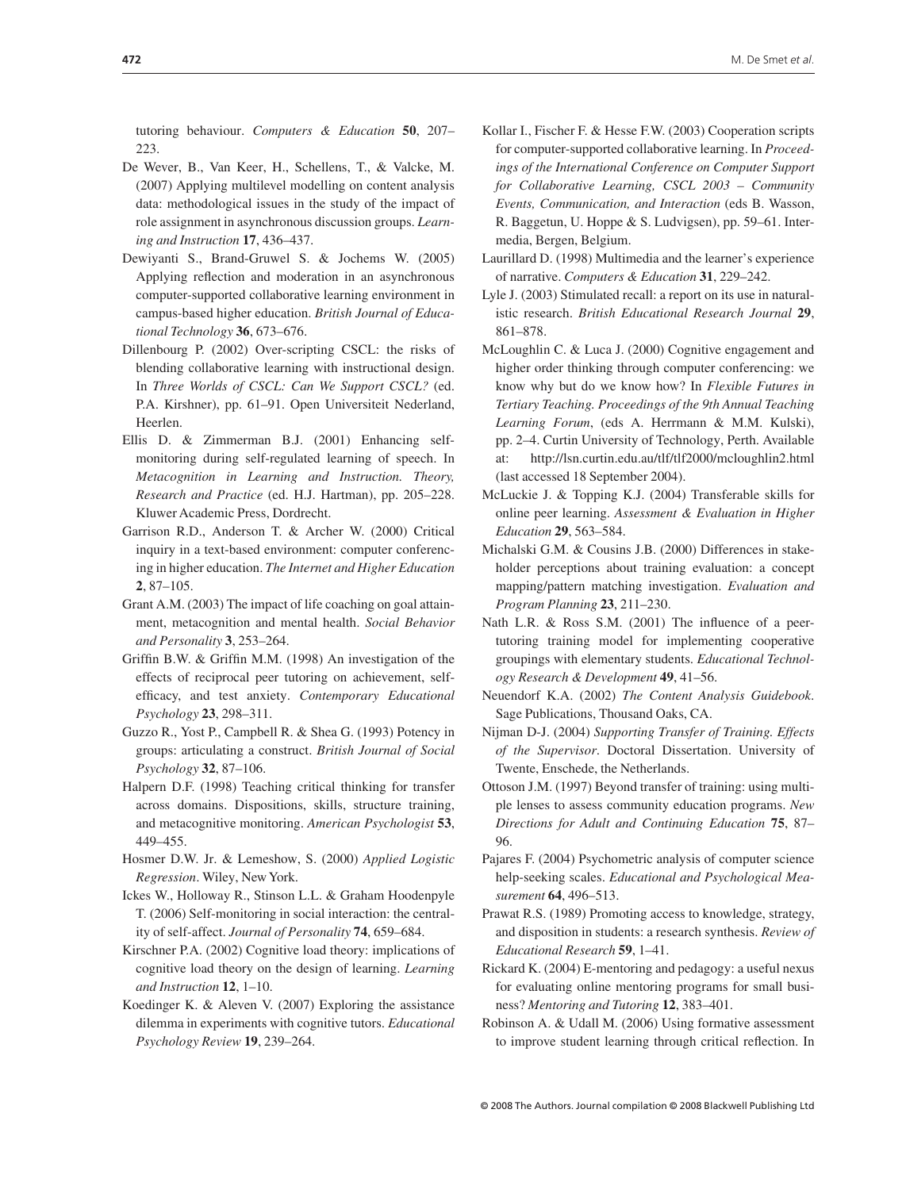tutoring behaviour. *Computers & Education* **50**, 207–223.

De Wever, B., Van Keer, H., Schellens, T., & Valcke, M. (2007) Applying multilevel modelling on content analysis data: methodological issues in the study of the impact of role assignment in asynchronous discussion groups. *Learning and Instruction* **17**, 436–437.

Dewiyanti S., Brand-Gruwel S. & Jochems W. (2005) Applying reflection and moderation in an asynchronous computer-supported collaborative learning environment in campus-based higher education. *British Journal of Educational Technology* **36**, 673–676.

Dillenbourg P. (2002) Over-scripting CSCL: the risks of blending collaborative learning with instructional design. In *Three Worlds of CSCL: Can We Support CSCL?* (ed. P.A. Kirshner), pp. 61–91. Open Universiteit Nederland, Heerlen.

Ellis D. & Zimmerman B.J. (2001) Enhancing self-monitoring during self-regulated learning of speech. In *Metacognition in Learning and Instruction. Theory, Research and Practice* (ed. H.J. Hartman), pp. 205–228. Kluwer Academic Press, Dordrecht.

Garrison R.D., Anderson T. & Archer W. (2000) Critical inquiry in a text-based environment: computer conferencing in higher education. *The Internet and Higher Education* **2**, 87–105.

Grant A.M. (2003) The impact of life coaching on goal attainment, metacognition and mental health. *Social Behavior and Personality* **3**, 253–264.

Griffin B.W. & Griffin M.M. (1998) An investigation of the effects of reciprocal peer tutoring on achievement, self-efficacy, and test anxiety. *Contemporary Educational Psychology* **23**, 298–311.

Guzzo R., Yost P., Campbell R. & Shea G. (1993) Potency in groups: articulating a construct. *British Journal of Social Psychology* **32**, 87–106.

Halpern D.F. (1998) Teaching critical thinking for transfer across domains. Dispositions, skills, structure training, and metacognitive monitoring. *American Psychologist* **53**, 449–455.

Hosmer D.W. Jr. & Lemeshow, S. (2000) *Applied Logistic Regression*. Wiley, New York.

Ickes W., Holloway R., Stinson L.L. & Graham Hoodenpyle T. (2006) Self-monitoring in social interaction: the centrality of self-affect. *Journal of Personality* **74**, 659–684.

Kirschner P.A. (2002) Cognitive load theory: implications of cognitive load theory on the design of learning. *Learning and Instruction* **12**, 1–10.

Koedinger K. & Aleven V. (2007) Exploring the assistance dilemma in experiments with cognitive tutors. *Educational Psychology Review* **19**, 239–264.

Kollar I., Fischer F. & Hesse F.W. (2003) Cooperation scripts for computer-supported collaborative learning. In *Proceedings of the International Conference on Computer Support for Collaborative Learning, CSCL 2003 – Community Events, Communication, and Interaction* (eds B. Wasson, R. Baggetun, U. Hoppe & S. Ludvigsen), pp. 59–61. Intermedia, Bergen, Belgium.

Laurillard D. (1998) Multimedia and the learner's experience of narrative. *Computers & Education* **31**, 229–242.

Lyle J. (2003) Stimulated recall: a report on its use in naturalistic research. *British Educational Research Journal* **29**, 861–878.

McLoughlin C. & Luca J. (2000) Cognitive engagement and higher order thinking through computer conferencing: we know why but do we know how? In *Flexible Futures in Tertiary Teaching. Proceedings of the 9th Annual Teaching Learning Forum*, (eds A. Herrmann & M.M. Kulski), pp. 2–4. Curtin University of Technology, Perth. Available at: http://lsn.curtin.edu.au/tlf/tlf2000/mcloughlin2.html (last accessed 18 September 2004).

McLuckie J. & Topping K.J. (2004) Transferable skills for online peer learning. *Assessment & Evaluation in Higher Education* **29**, 563–584.

Michalski G.M. & Cousins J.B. (2000) Differences in stakeholder perceptions about training evaluation: a concept mapping/pattern matching investigation. *Evaluation and Program Planning* **23**, 211–230.

Nath L.R. & Ross S.M. (2001) The influence of a peer-tutoring training model for implementing cooperative groupings with elementary students. *Educational Technology Research & Development* **49**, 41–56.

Neuendorf K.A. (2002) *The Content Analysis Guidebook*. Sage Publications, Thousand Oaks, CA.

Nijman D-J. (2004) *Supporting Transfer of Training. Effects of the Supervisor*. Doctoral Dissertation. University of Twente, Enschede, the Netherlands.

Ottoson J.M. (1997) Beyond transfer of training: using multiple lenses to assess community education programs. *New Directions for Adult and Continuing Education* **75**, 87–96.

Pajares F. (2004) Psychometric analysis of computer science help-seeking scales. *Educational and Psychological Measurement* **64**, 496–513.

Prawat R.S. (1989) Promoting access to knowledge, strategy, and disposition in students: a research synthesis. *Review of Educational Research* **59**, 1–41.

Rickard K. (2004) E-mentoring and pedagogy: a useful nexus for evaluating online mentoring programs for small business? *Mentoring and Tutoring* **12**, 383–401.

Robinson A. & Udall M. (2006) Using formative assessment to improve student learning through critical reflection. In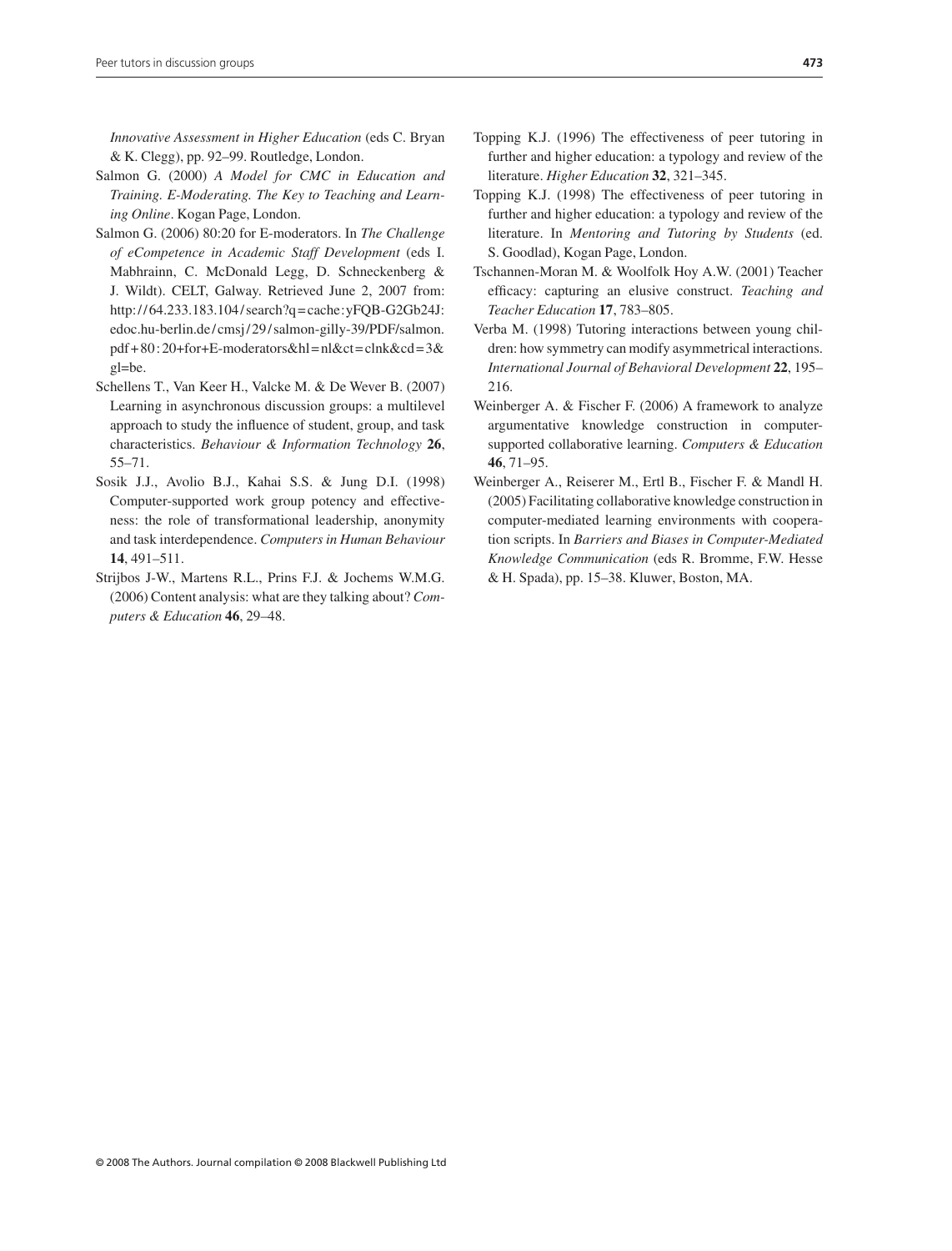*Innovative Assessment in Higher Education* (eds C. Bryan & K. Clegg), pp. 92–99. Routledge, London.

Salmon G. (2000) *A Model for CMC in Education and Training. E-Moderating. The Key to Teaching and Learning Online*. Kogan Page, London.

Salmon G. (2006) 80:20 for E-moderators. In *The Challenge of eCompetence in Academic Staff Development* (eds I. Mabhrainn, C. McDonald Legg, D. Schneckenberg & J. Wildt). CELT, Galway. Retrieved June 2, 2007 from: http://64.233.183.104/search?q=cache:yFQB-G2Gb24J:edoc.hu-berlin.de/cmsj/29/salmon-gilly-39/PDF/salmon.pdf+80:20+for+E-moderators&hl=nl&ct=clnk&cd=3&gl=be.

Schellens T., Van Keer H., Valcke M. & De Wever B. (2007) Learning in asynchronous discussion groups: a multilevel approach to study the influence of student, group, and task characteristics. *Behaviour & Information Technology* **26**, 55–71.

Sosik J.J., Avolio B.J., Kahai S.S. & Jung D.I. (1998) Computer-supported work group potency and effectiveness: the role of transformational leadership, anonymity and task interdependence. *Computers in Human Behaviour* **14**, 491–511.

Strijbos J-W., Martens R.L., Prins F.J. & Jochems W.M.G. (2006) Content analysis: what are they talking about? *Computers & Education* **46**, 29–48.

Topping K.J. (1996) The effectiveness of peer tutoring in further and higher education: a typology and review of the literature. *Higher Education* **32**, 321–345.

Topping K.J. (1998) The effectiveness of peer tutoring in further and higher education: a typology and review of the literature. In *Mentoring and Tutoring by Students* (ed. S. Goodlad), Kogan Page, London.

Tschannen-Moran M. & Woolfolk Hoy A.W. (2001) Teacher efficacy: capturing an elusive construct. *Teaching and Teacher Education* **17**, 783–805.

Verba M. (1998) Tutoring interactions between young children: how symmetry can modify asymmetrical interactions. *International Journal of Behavioral Development* **22**, 195–216.

Weinberger A. & Fischer F. (2006) A framework to analyze argumentative knowledge construction in computer-supported collaborative learning. *Computers & Education* **46**, 71–95.

Weinberger A., Reiserer M., Ertl B., Fischer F. & Mandl H. (2005) Facilitating collaborative knowledge construction in computer-mediated learning environments with cooperation scripts. In *Barriers and Biases in Computer-Mediated Knowledge Communication* (eds R. Bromme, F.W. Hesse & H. Spada), pp. 15–38. Kluwer, Boston, MA.